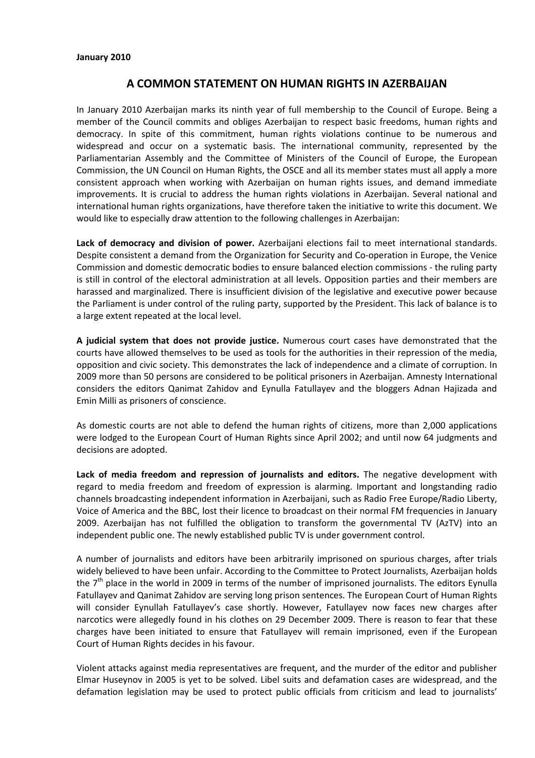**January 2010**

# A COMMON STATEMENT ON HUMAN RIGHTS IN AZERBAIJAN

In January 2010 Azerbaijan marks its ninth year of full membership to the Council of Europe. Being a member of the Council commits and obliges Azerbaijan to respect basic freedoms, human rights and democracy. In spite of this commitment, human rights violations continue to be numerous and widespread and occur on a systematic basis. The international community, represented by the Parliamentarian Assembly and the Committee of Ministers of the Council of Europe, the European Commission, the UN Council on Human Rights, the OSCE and all its member states must all apply a more consistent approach when working with Azerbaijan on human rights issues, and demand immediate improvements. It is crucial to address the human rights violations in Azerbaijan. Several national and international human rights organizations, have therefore taken the initiative to write this document. We would like to especially draw attention to the following challenges in Azerbaijan:

**Lack of democracy and division of power.** Azerbaijani elections fail to meet international standards. Despite consistent a demand from the Organization for Security and Co-operation in Europe, the Venice Commission and domestic democratic bodies to ensure balanced election commissions - the ruling party is still in control of the electoral administration at all levels. Opposition parties and their members are harassed and marginalized. There is insufficient division of the legislative and executive power because the Parliament is under control of the ruling party, supported by the President. This lack of balance is to a large extent repeated at the local level.

**A judicial system that does not provide justice.** Numerous court cases have demonstrated that the courts have allowed themselves to be used as tools for the authorities in their repression of the media, opposition and civic society. This demonstrates the lack of independence and a climate of corruption. In 2009 more than 50 persons are considered to be political prisoners in Azerbaijan. Amnesty International considers the editors Qanimat Zahidov and Eynulla Fatullayev and the bloggers Adnan Hajizada and Emin Milli as prisoners of conscience.

As domestic courts are not able to defend the human rights of citizens, more than 2,000 applications were lodged to the European Court of Human Rights since April 2002; and until now 64 judgments and decisions are adopted.

**Lack of media freedom and repression of journalists and editors.** The negative development with regard to media freedom and freedom of expression is alarming. Important and longstanding radio channels broadcasting independent information in Azerbaijani, such as Radio Free Europe/Radio Liberty, Voice of America and the BBC, lost their licence to broadcast on their normal FM frequencies in January 2009. Azerbaijan has not fulfilled the obligation to transform the governmental TV (AzTV) into an independent public one. The newly established public TV is under government control.

A number of journalists and editors have been arbitrarily imprisoned on spurious charges, after trials widely believed to have been unfair. According to the Committee to Protect Journalists, Azerbaijan holds the 7th place in the world in 2009 in terms of the number of imprisoned journalists. The editors Eynulla Fatullayev and Qanimat Zahidov are serving long prison sentences. The European Court of Human Rights will consider Eynullah Fatullayev's case shortly. However, Fatullayev now faces new charges after narcotics were allegedly found in his clothes on 29 December 2009. There is reason to fear that these charges have been initiated to ensure that Fatullayev will remain imprisoned, even if the European Court of Human Rights decides in his favour.

Violent attacks against media representatives are frequent, and the murder of the editor and publisher Elmar Huseynov in 2005 is yet to be solved. Libel suits and defamation cases are widespread, and the defamation legislation may be used to protect public officials from criticism and lead to journalists'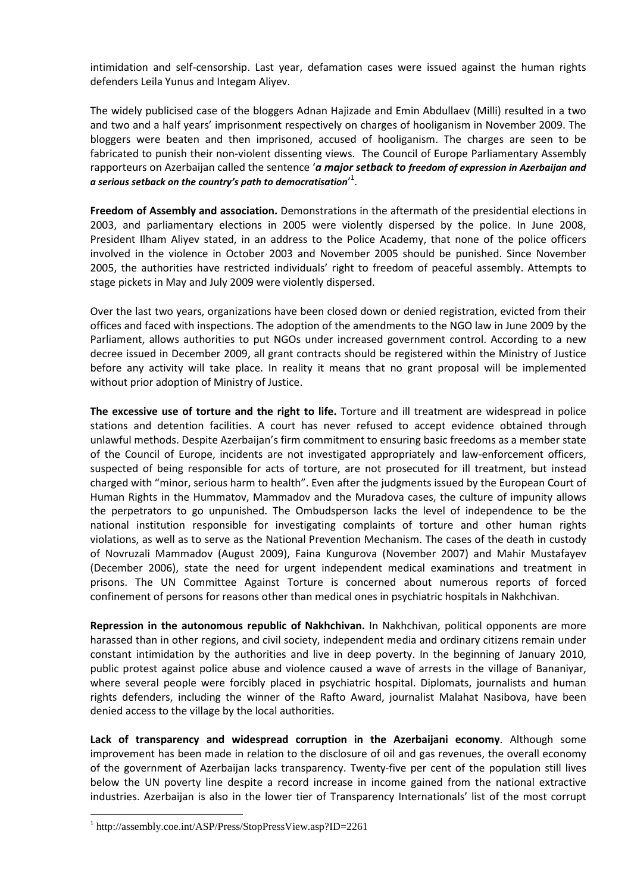intimidation and self-censorship. Last year, defamation cases were issued against the human rights defenders Leila Yunus and Integam Aliyev.

The widely publicised case of the bloggers Adnan Hajizade and Emin Abdullaev (Milli) resulted in a two and two and a half years' imprisonment respectively on charges of hooliganism in November 2009. The bloggers were beaten and then imprisoned, accused of hooliganism. The charges are seen to be fabricated to punish their non-violent dissenting views. The Council of Europe Parliamentary Assembly rapporteurs on Azerbaijan called the sentence '***a major setback to freedom of expression in Azerbaijan and a serious setback on the country's path to democratisation***'[1].

**Freedom of Assembly and association.** Demonstrations in the aftermath of the presidential elections in 2003, and parliamentary elections in 2005 were violently dispersed by the police. In June 2008, President Ilham Aliyev stated, in an address to the Police Academy, that none of the police officers involved in the violence in October 2003 and November 2005 should be punished. Since November 2005, the authorities have restricted individuals' right to freedom of peaceful assembly. Attempts to stage pickets in May and July 2009 were violently dispersed.

Over the last two years, organizations have been closed down or denied registration, evicted from their offices and faced with inspections. The adoption of the amendments to the NGO law in June 2009 by the Parliament, allows authorities to put NGOs under increased government control. According to a new decree issued in December 2009, all grant contracts should be registered within the Ministry of Justice before any activity will take place. In reality it means that no grant proposal will be implemented without prior adoption of Ministry of Justice.

**The excessive use of torture and the right to life.** Torture and ill treatment are widespread in police stations and detention facilities. A court has never refused to accept evidence obtained through unlawful methods. Despite Azerbaijan's firm commitment to ensuring basic freedoms as a member state of the Council of Europe, incidents are not investigated appropriately and law-enforcement officers, suspected of being responsible for acts of torture, are not prosecuted for ill treatment, but instead charged with "minor, serious harm to health". Even after the judgments issued by the European Court of Human Rights in the Hummatov, Mammadov and the Muradova cases, the culture of impunity allows the perpetrators to go unpunished. The Ombudsperson lacks the level of independence to be the national institution responsible for investigating complaints of torture and other human rights violations, as well as to serve as the National Prevention Mechanism. The cases of the death in custody of Novruzali Mammadov (August 2009), Faina Kungurova (November 2007) and Mahir Mustafayev (December 2006), state the need for urgent independent medical examinations and treatment in prisons. The UN Committee Against Torture is concerned about numerous reports of forced confinement of persons for reasons other than medical ones in psychiatric hospitals in Nakhchivan.

**Repression in the autonomous republic of Nakhchivan.** In Nakhchivan, political opponents are more harassed than in other regions, and civil society, independent media and ordinary citizens remain under constant intimidation by the authorities and live in deep poverty. In the beginning of January 2010, public protest against police abuse and violence caused a wave of arrests in the village of Bananiyar, where several people were forcibly placed in psychiatric hospital. Diplomats, journalists and human rights defenders, including the winner of the Rafto Award, journalist Malahat Nasibova, have been denied access to the village by the local authorities.

**Lack of transparency and widespread corruption in the Azerbaijani economy**. Although some improvement has been made in relation to the disclosure of oil and gas revenues, the overall economy of the government of Azerbaijan lacks transparency. Twenty-five per cent of the population still lives below the UN poverty line despite a record increase in income gained from the national extractive industries. Azerbaijan is also in the lower tier of Transparency Internationals' list of the most corrupt

[1] http://assembly.coe.int/ASP/Press/StopPressView.asp?ID=2261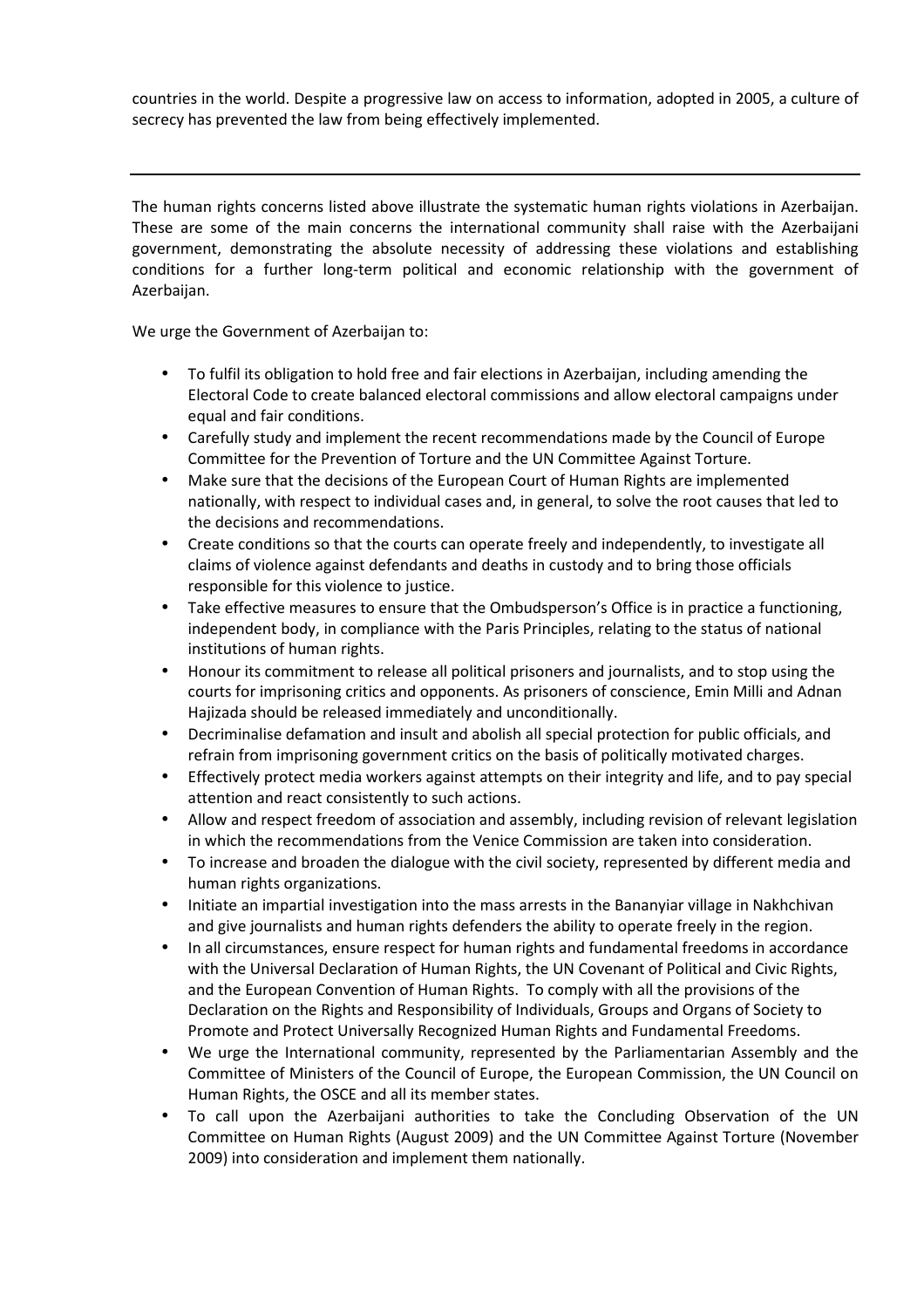countries in the world. Despite a progressive law on access to information, adopted in 2005, a culture of secrecy has prevented the law from being effectively implemented.

---

The human rights concerns listed above illustrate the systematic human rights violations in Azerbaijan. These are some of the main concerns the international community shall raise with the Azerbaijani government, demonstrating the absolute necessity of addressing these violations and establishing conditions for a further long-term political and economic relationship with the government of Azerbaijan.

We urge the Government of Azerbaijan to:

- To fulfil its obligation to hold free and fair elections in Azerbaijan, including amending the Electoral Code to create balanced electoral commissions and allow electoral campaigns under equal and fair conditions.
- Carefully study and implement the recent recommendations made by the Council of Europe Committee for the Prevention of Torture and the UN Committee Against Torture.
- Make sure that the decisions of the European Court of Human Rights are implemented nationally, with respect to individual cases and, in general, to solve the root causes that led to the decisions and recommendations.
- Create conditions so that the courts can operate freely and independently, to investigate all claims of violence against defendants and deaths in custody and to bring those officials responsible for this violence to justice.
- Take effective measures to ensure that the Ombudsperson's Office is in practice a functioning, independent body, in compliance with the Paris Principles, relating to the status of national institutions of human rights.
- Honour its commitment to release all political prisoners and journalists, and to stop using the courts for imprisoning critics and opponents. As prisoners of conscience, Emin Milli and Adnan Hajizada should be released immediately and unconditionally.
- Decriminalise defamation and insult and abolish all special protection for public officials, and refrain from imprisoning government critics on the basis of politically motivated charges.
- Effectively protect media workers against attempts on their integrity and life, and to pay special attention and react consistently to such actions.
- Allow and respect freedom of association and assembly, including revision of relevant legislation in which the recommendations from the Venice Commission are taken into consideration.
- To increase and broaden the dialogue with the civil society, represented by different media and human rights organizations.
- Initiate an impartial investigation into the mass arrests in the Bananyiar village in Nakhchivan and give journalists and human rights defenders the ability to operate freely in the region.
- In all circumstances, ensure respect for human rights and fundamental freedoms in accordance with the Universal Declaration of Human Rights, the UN Covenant of Political and Civic Rights, and the European Convention of Human Rights. To comply with all the provisions of the Declaration on the Rights and Responsibility of Individuals, Groups and Organs of Society to Promote and Protect Universally Recognized Human Rights and Fundamental Freedoms.
- We urge the International community, represented by the Parliamentarian Assembly and the Committee of Ministers of the Council of Europe, the European Commission, the UN Council on Human Rights, the OSCE and all its member states.
- To call upon the Azerbaijani authorities to take the Concluding Observation of the UN Committee on Human Rights (August 2009) and the UN Committee Against Torture (November 2009) into consideration and implement them nationally.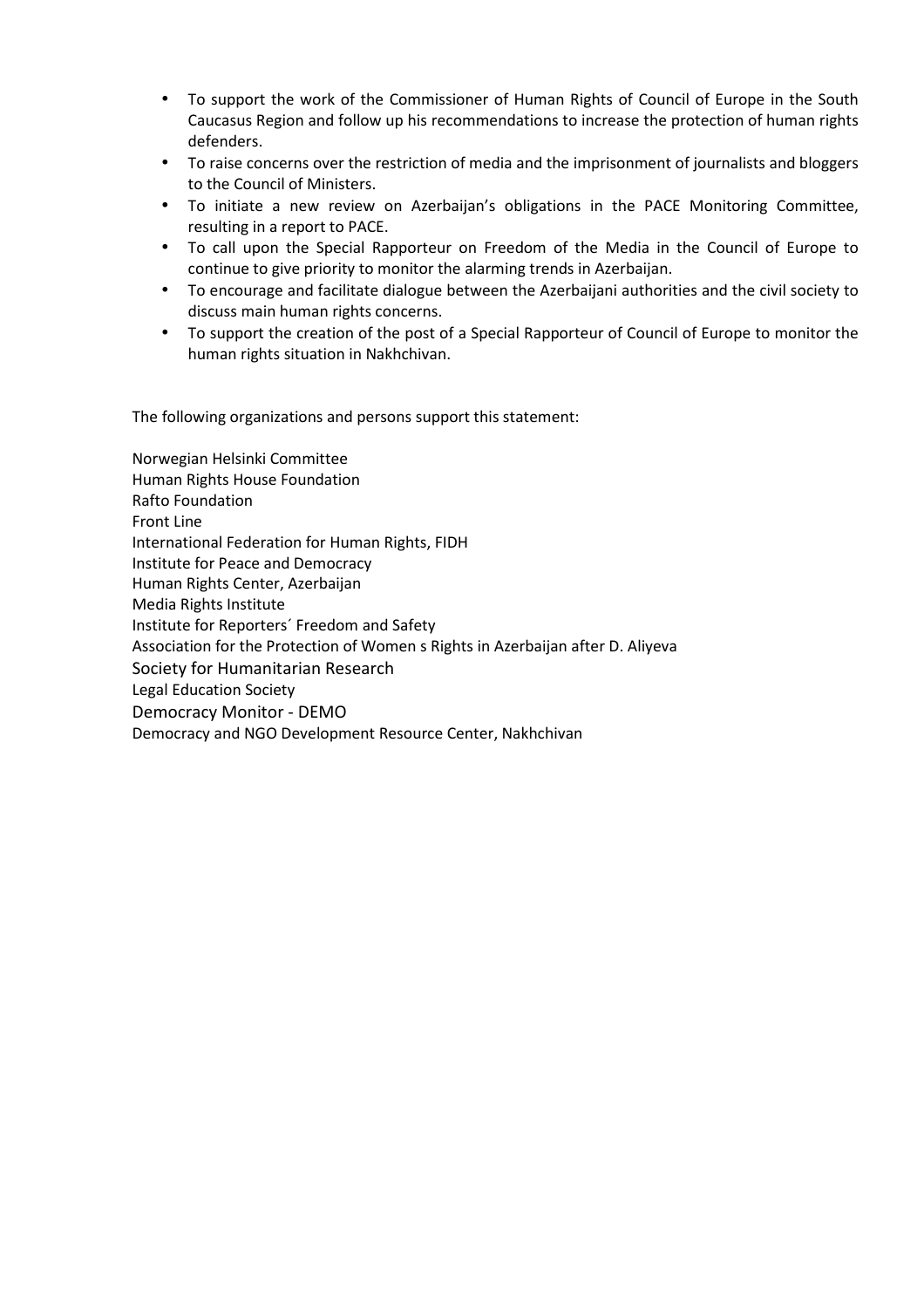- To support the work of the Commissioner of Human Rights of Council of Europe in the South Caucasus Region and follow up his recommendations to increase the protection of human rights defenders.
- To raise concerns over the restriction of media and the imprisonment of journalists and bloggers to the Council of Ministers.
- To initiate a new review on Azerbaijan's obligations in the PACE Monitoring Committee, resulting in a report to PACE.
- To call upon the Special Rapporteur on Freedom of the Media in the Council of Europe to continue to give priority to monitor the alarming trends in Azerbaijan.
- To encourage and facilitate dialogue between the Azerbaijani authorities and the civil society to discuss main human rights concerns.
- To support the creation of the post of a Special Rapporteur of Council of Europe to monitor the human rights situation in Nakhchivan.

The following organizations and persons support this statement:

Norwegian Helsinki Committee
Human Rights House Foundation
Rafto Foundation
Front Line
International Federation for Human Rights, FIDH
Institute for Peace and Democracy
Human Rights Center, Azerbaijan
Media Rights Institute
Institute for Reporters´ Freedom and Safety
Association for the Protection of Women s Rights in Azerbaijan after D. Aliyeva
Society for Humanitarian Research
Legal Education Society
Democracy Monitor - DEMO
Democracy and NGO Development Resource Center, Nakhchivan